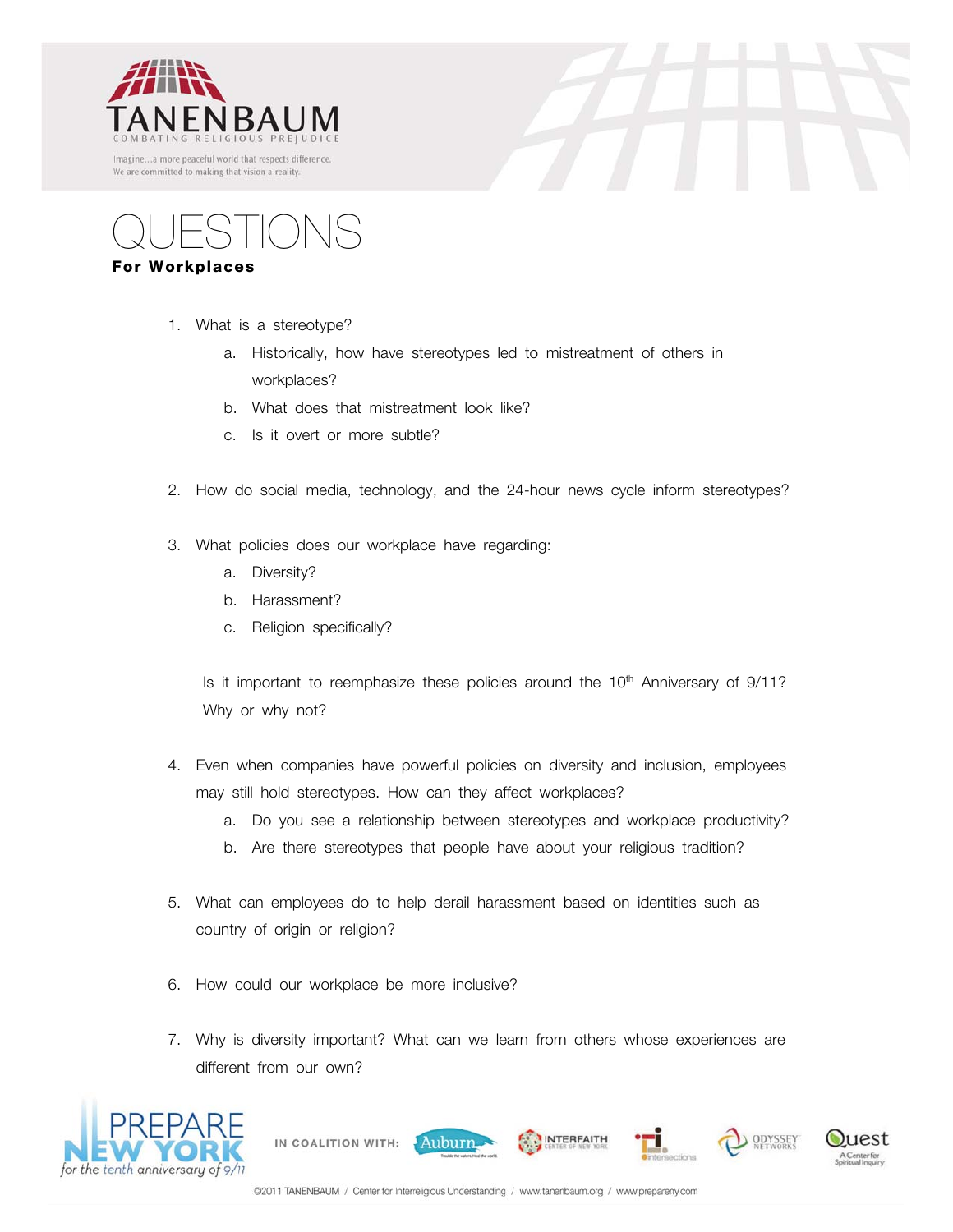TANENBAUM

COMBATING RELIGIOUS PREJUDICE

Imagine...a more peaceful world that respects difference.
We are committed to making that vision a reality.

# QUESTIONS

**For Workplaces**

---

1. What is a stereotype?
   a. Historically, how have stereotypes led to mistreatment of others in workplaces?
   b. What does that mistreatment look like?
   c. Is it overt or more subtle?

2. How do social media, technology, and the 24-hour news cycle inform stereotypes?

3. What policies does our workplace have regarding:
   a. Diversity?
   b. Harassment?
   c. Religion specifically?

   Is it important to reemphasize these policies around the 10th Anniversary of 9/11? Why or why not?

4. Even when companies have powerful policies on diversity and inclusion, employees may still hold stereotypes. How can they affect workplaces?
   a. Do you see a relationship between stereotypes and workplace productivity?
   b. Are there stereotypes that people have about your religious tradition?

5. What can employees do to help derail harassment based on identities such as country of origin or religion?

6. How could our workplace be more inclusive?

7. Why is diversity important? What can we learn from others whose experiences are different from our own?

PREPARE NEW YORK *for the tenth anniversary of 9/11*

IN COALITION WITH: Auburn, Interfaith Center of New York, Intersections, Odyssey Networks, Quest A Center for Spiritual Inquiry

©2011 TANENBAUM / Center for Interreligious Understanding / www.tanenbaum.org / www.prepareny.com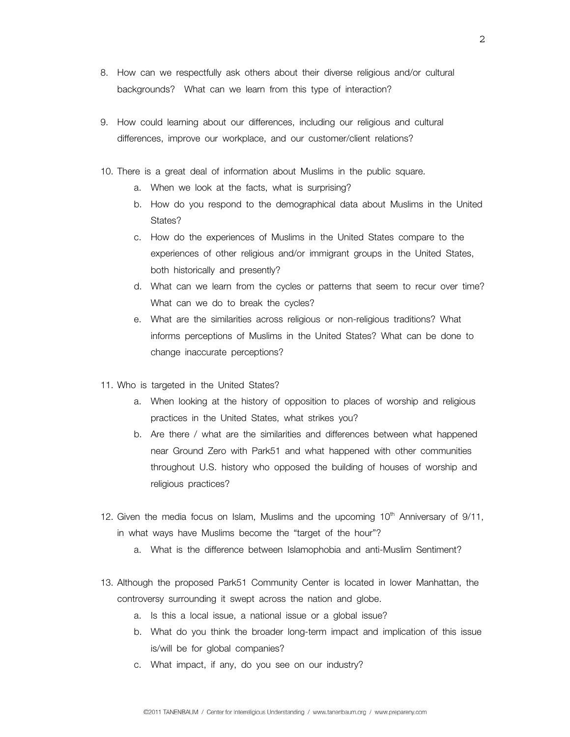8. How can we respectfully ask others about their diverse religious and/or cultural backgrounds? What can we learn from this type of interaction?

9. How could learning about our differences, including our religious and cultural differences, improve our workplace, and our customer/client relations?

10. There is a great deal of information about Muslims in the public square.
    a. When we look at the facts, what is surprising?
    b. How do you respond to the demographical data about Muslims in the United States?
    c. How do the experiences of Muslims in the United States compare to the experiences of other religious and/or immigrant groups in the United States, both historically and presently?
    d. What can we learn from the cycles or patterns that seem to recur over time? What can we do to break the cycles?
    e. What are the similarities across religious or non-religious traditions? What informs perceptions of Muslims in the United States? What can be done to change inaccurate perceptions?

11. Who is targeted in the United States?
    a. When looking at the history of opposition to places of worship and religious practices in the United States, what strikes you?
    b. Are there / what are the similarities and differences between what happened near Ground Zero with Park51 and what happened with other communities throughout U.S. history who opposed the building of houses of worship and religious practices?

12. Given the media focus on Islam, Muslims and the upcoming 10th Anniversary of 9/11, in what ways have Muslims become the "target of the hour"?
    a. What is the difference between Islamophobia and anti-Muslim Sentiment?

13. Although the proposed Park51 Community Center is located in lower Manhattan, the controversy surrounding it swept across the nation and globe.
    a. Is this a local issue, a national issue or a global issue?
    b. What do you think the broader long-term impact and implication of this issue is/will be for global companies?
    c. What impact, if any, do you see on our industry?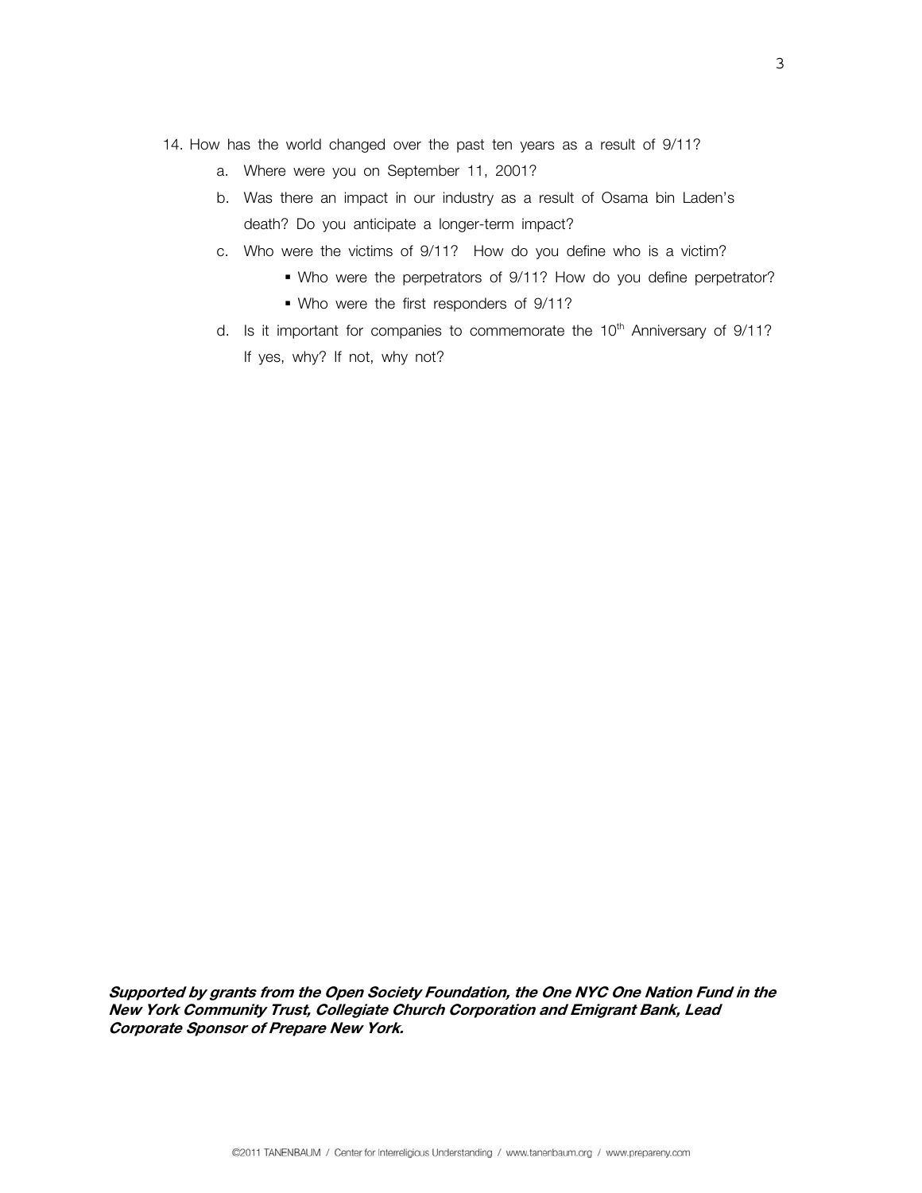14. How has the world changed over the past ten years as a result of 9/11?
    a. Where were you on September 11, 2001?
    b. Was there an impact in our industry as a result of Osama bin Laden's death? Do you anticipate a longer-term impact?
    c. Who were the victims of 9/11? How do you define who is a victim?
        - Who were the perpetrators of 9/11? How do you define perpetrator?
        - Who were the first responders of 9/11?
    d. Is it important for companies to commemorate the 10th Anniversary of 9/11? If yes, why? If not, why not?

***Supported by grants from the Open Society Foundation, the One NYC One Nation Fund in the New York Community Trust, Collegiate Church Corporation and Emigrant Bank, Lead Corporate Sponsor of Prepare New York.***

©2011 TANENBAUM / Center for Interreligious Understanding / www.tanenbaum.org / www.prepareny.com